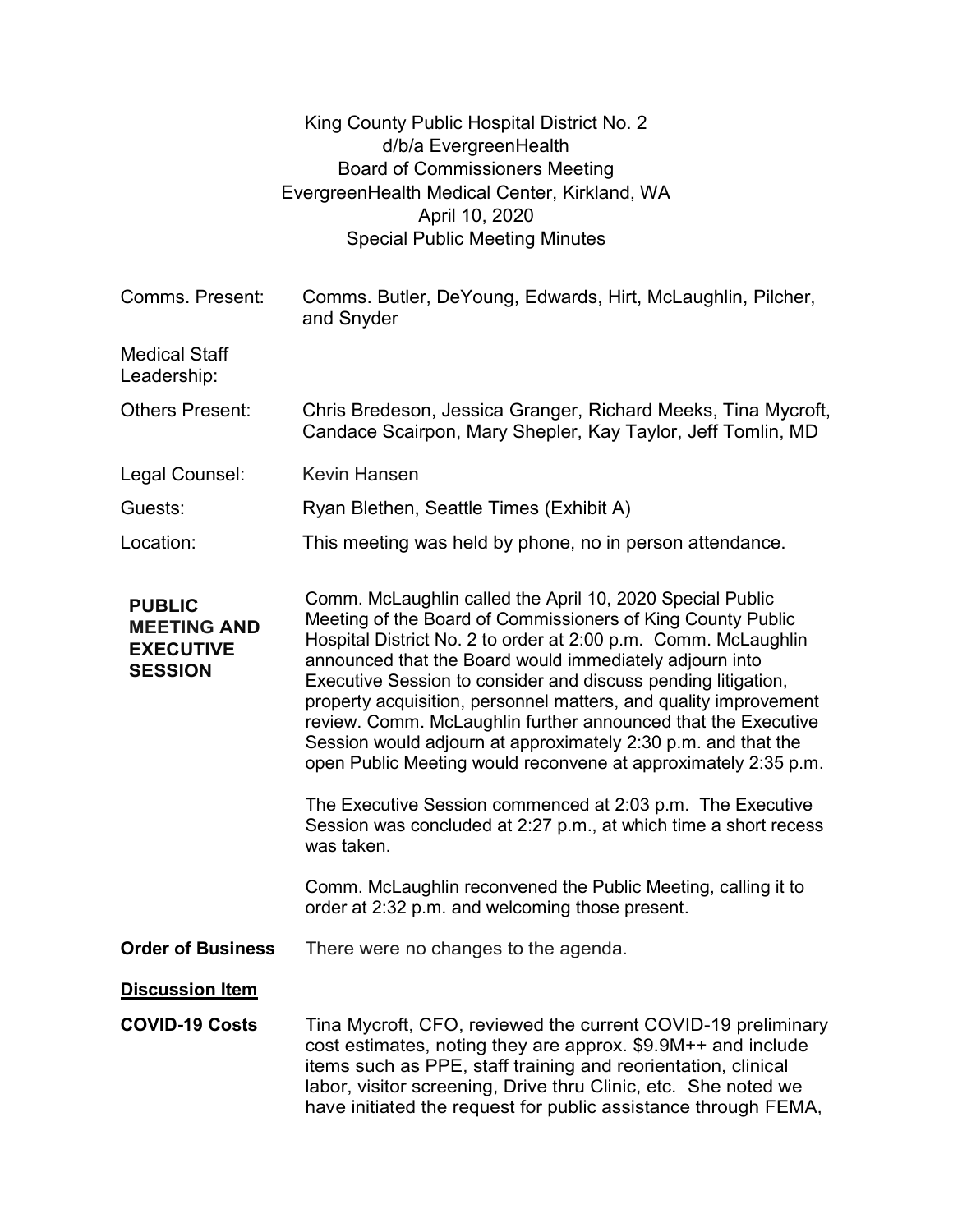King County Public Hospital District No. 2
d/b/a EvergreenHealth
Board of Commissioners Meeting
EvergreenHealth Medical Center, Kirkland, WA
April 10, 2020
Special Public Meeting Minutes

| | |
|---|---|
| Comms. Present: | Comms. Butler, DeYoung, Edwards, Hirt, McLaughlin, Pilcher, and Snyder |
| Medical Staff Leadership: | |
| Others Present: | Chris Bredeson, Jessica Granger, Richard Meeks, Tina Mycroft, Candace Scairpon, Mary Shepler, Kay Taylor, Jeff Tomlin, MD |
| Legal Counsel: | Kevin Hansen |
| Guests: | Ryan Blethen, Seattle Times (Exhibit A) |
| Location: | This meeting was held by phone, no in person attendance. |

**PUBLIC MEETING AND EXECUTIVE SESSION**

Comm. McLaughlin called the April 10, 2020 Special Public Meeting of the Board of Commissioners of King County Public Hospital District No. 2 to order at 2:00 p.m. Comm. McLaughlin announced that the Board would immediately adjourn into Executive Session to consider and discuss pending litigation, property acquisition, personnel matters, and quality improvement review. Comm. McLaughlin further announced that the Executive Session would adjourn at approximately 2:30 p.m. and that the open Public Meeting would reconvene at approximately 2:35 p.m.

The Executive Session commenced at 2:03 p.m. The Executive Session was concluded at 2:27 p.m., at which time a short recess was taken.

Comm. McLaughlin reconvened the Public Meeting, calling it to order at 2:32 p.m. and welcoming those present.

**Order of Business**

There were no changes to the agenda.

**Discussion Item**

**COVID-19 Costs**

Tina Mycroft, CFO, reviewed the current COVID-19 preliminary cost estimates, noting they are approx. $9.9M++ and include items such as PPE, staff training and reorientation, clinical labor, visitor screening, Drive thru Clinic, etc. She noted we have initiated the request for public assistance through FEMA,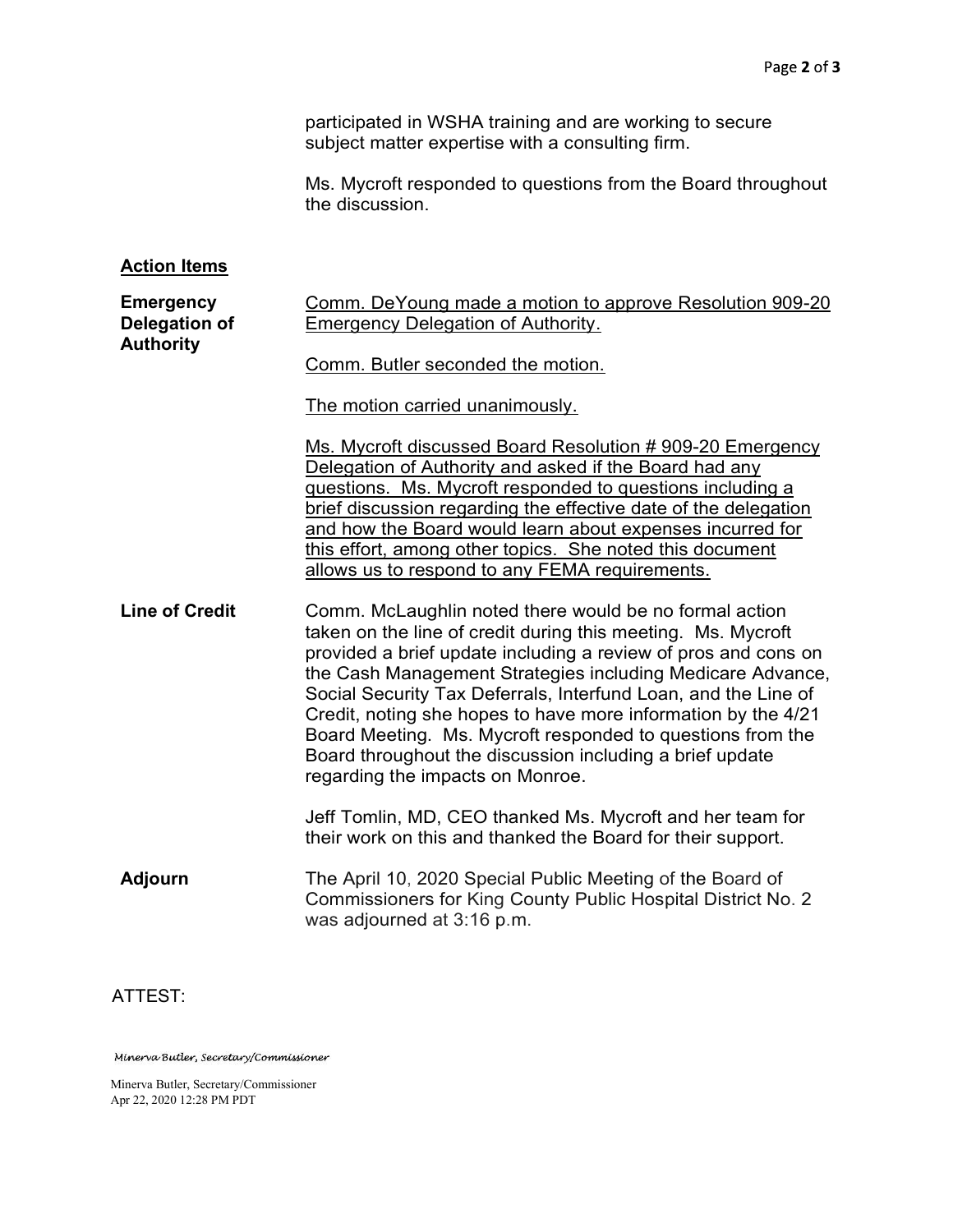participated in WSHA training and are working to secure subject matter expertise with a consulting firm.

Ms. Mycroft responded to questions from the Board throughout the discussion.

## Action Items

**Emergency Delegation of Authority**

Comm. DeYoung made a motion to approve Resolution 909-20 Emergency Delegation of Authority.

Comm. Butler seconded the motion.

The motion carried unanimously.

Ms. Mycroft discussed Board Resolution # 909-20 Emergency Delegation of Authority and asked if the Board had any questions. Ms. Mycroft responded to questions including a brief discussion regarding the effective date of the delegation and how the Board would learn about expenses incurred for this effort, among other topics. She noted this document allows us to respond to any FEMA requirements.

**Line of Credit**

Comm. McLaughlin noted there would be no formal action taken on the line of credit during this meeting. Ms. Mycroft provided a brief update including a review of pros and cons on the Cash Management Strategies including Medicare Advance, Social Security Tax Deferrals, Interfund Loan, and the Line of Credit, noting she hopes to have more information by the 4/21 Board Meeting. Ms. Mycroft responded to questions from the Board throughout the discussion including a brief update regarding the impacts on Monroe.

Jeff Tomlin, MD, CEO thanked Ms. Mycroft and her team for their work on this and thanked the Board for their support.

**Adjourn**

The April 10, 2020 Special Public Meeting of the Board of Commissioners for King County Public Hospital District No. 2 was adjourned at 3:16 p.m.

ATTEST:

*Minerva Butler, Secretary/Commissioner*

Minerva Butler, Secretary/Commissioner
Apr 22, 2020 12:28 PM PDT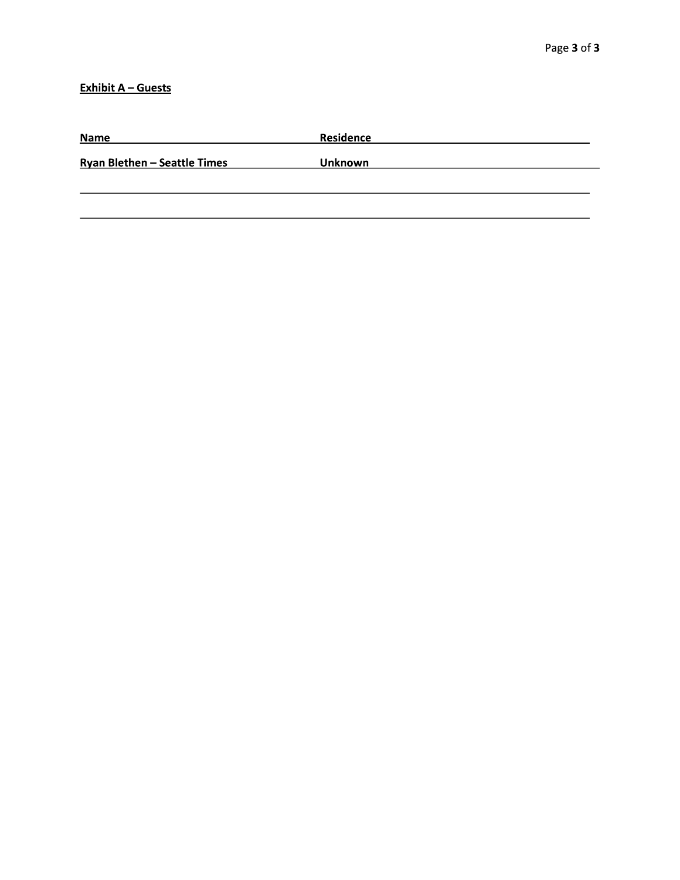**Exhibit A – Guests**

| Name | Residence |
| --- | --- |
| Ryan Blethen – Seattle Times | Unknown |
| | |
| | |